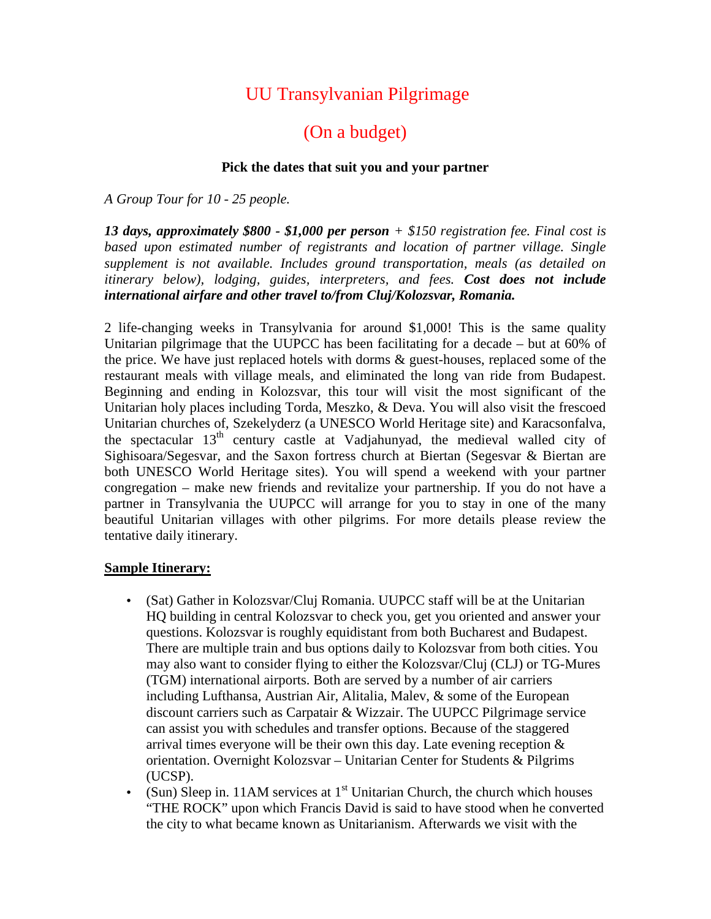# UU Transylvanian Pilgrimage

# (On a budget)

**Pick the dates that suit you and your partner**

*A Group Tour for 10 - 25 people.*

***13 days, approximately $800 - $1,000 per person*** *+ $150 registration fee. Final cost is based upon estimated number of registrants and location of partner village. Single supplement is not available. Includes ground transportation, meals (as detailed on itinerary below), lodging, guides, interpreters, and fees.* ***Cost does not include international airfare and other travel to/from Cluj/Kolozsvar, Romania.***

2 life-changing weeks in Transylvania for around $1,000! This is the same quality Unitarian pilgrimage that the UUPCC has been facilitating for a decade – but at 60% of the price. We have just replaced hotels with dorms & guest-houses, replaced some of the restaurant meals with village meals, and eliminated the long van ride from Budapest. Beginning and ending in Kolozsvar, this tour will visit the most significant of the Unitarian holy places including Torda, Meszko, & Deva. You will also visit the frescoed Unitarian churches of, Szekelyderz (a UNESCO World Heritage site) and Karacsonfalva, the spectacular 13th century castle at Vadjahunyad, the medieval walled city of Sighisoara/Segesvar, and the Saxon fortress church at Biertan (Segesvar & Biertan are both UNESCO World Heritage sites). You will spend a weekend with your partner congregation – make new friends and revitalize your partnership. If you do not have a partner in Transylvania the UUPCC will arrange for you to stay in one of the many beautiful Unitarian villages with other pilgrims. For more details please review the tentative daily itinerary.

**<u>Sample Itinerary:</u>**

- (Sat) Gather in Kolozsvar/Cluj Romania. UUPCC staff will be at the Unitarian HQ building in central Kolozsvar to check you, get you oriented and answer your questions. Kolozsvar is roughly equidistant from both Bucharest and Budapest. There are multiple train and bus options daily to Kolozsvar from both cities. You may also want to consider flying to either the Kolozsvar/Cluj (CLJ) or TG-Mures (TGM) international airports. Both are served by a number of air carriers including Lufthansa, Austrian Air, Alitalia, Malev, & some of the European discount carriers such as Carpatair & Wizzair. The UUPCC Pilgrimage service can assist you with schedules and transfer options. Because of the staggered arrival times everyone will be their own this day. Late evening reception & orientation. Overnight Kolozsvar – Unitarian Center for Students & Pilgrims (UCSP).
- (Sun) Sleep in. 11AM services at 1st Unitarian Church, the church which houses "THE ROCK" upon which Francis David is said to have stood when he converted the city to what became known as Unitarianism. Afterwards we visit with the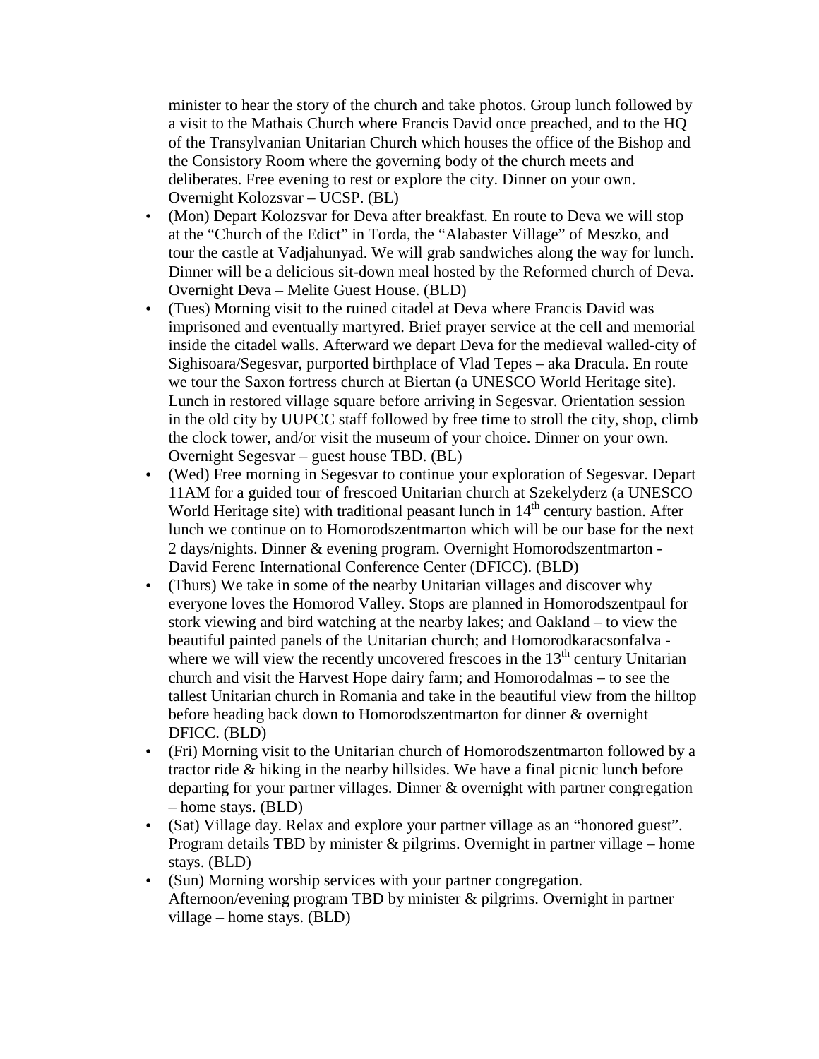minister to hear the story of the church and take photos. Group lunch followed by a visit to the Mathais Church where Francis David once preached, and to the HQ of the Transylvanian Unitarian Church which houses the office of the Bishop and the Consistory Room where the governing body of the church meets and deliberates. Free evening to rest or explore the city. Dinner on your own. Overnight Kolozsvar – UCSP. (BL)

- (Mon) Depart Kolozsvar for Deva after breakfast. En route to Deva we will stop at the "Church of the Edict" in Torda, the "Alabaster Village" of Meszko, and tour the castle at Vadjahunyad. We will grab sandwiches along the way for lunch. Dinner will be a delicious sit-down meal hosted by the Reformed church of Deva. Overnight Deva – Melite Guest House. (BLD)
- (Tues) Morning visit to the ruined citadel at Deva where Francis David was imprisoned and eventually martyred. Brief prayer service at the cell and memorial inside the citadel walls. Afterward we depart Deva for the medieval walled-city of Sighisoara/Segesvar, purported birthplace of Vlad Tepes – aka Dracula. En route we tour the Saxon fortress church at Biertan (a UNESCO World Heritage site). Lunch in restored village square before arriving in Segesvar. Orientation session in the old city by UUPCC staff followed by free time to stroll the city, shop, climb the clock tower, and/or visit the museum of your choice. Dinner on your own. Overnight Segesvar – guest house TBD. (BL)
- (Wed) Free morning in Segesvar to continue your exploration of Segesvar. Depart 11AM for a guided tour of frescoed Unitarian church at Szekelyderz (a UNESCO World Heritage site) with traditional peasant lunch in 14th century bastion. After lunch we continue on to Homorodszentmarton which will be our base for the next 2 days/nights. Dinner & evening program. Overnight Homorodszentmarton - David Ferenc International Conference Center (DFICC). (BLD)
- (Thurs) We take in some of the nearby Unitarian villages and discover why everyone loves the Homorod Valley. Stops are planned in Homorodszentpaul for stork viewing and bird watching at the nearby lakes; and Oakland – to view the beautiful painted panels of the Unitarian church; and Homorodkaracsonfalva - where we will view the recently uncovered frescoes in the 13th century Unitarian church and visit the Harvest Hope dairy farm; and Homorodalmas – to see the tallest Unitarian church in Romania and take in the beautiful view from the hilltop before heading back down to Homorodszentmarton for dinner & overnight DFICC. (BLD)
- (Fri) Morning visit to the Unitarian church of Homorodszentmarton followed by a tractor ride & hiking in the nearby hillsides. We have a final picnic lunch before departing for your partner villages. Dinner & overnight with partner congregation – home stays. (BLD)
- (Sat) Village day. Relax and explore your partner village as an "honored guest". Program details TBD by minister & pilgrims. Overnight in partner village – home stays. (BLD)
- (Sun) Morning worship services with your partner congregation. Afternoon/evening program TBD by minister & pilgrims. Overnight in partner village – home stays. (BLD)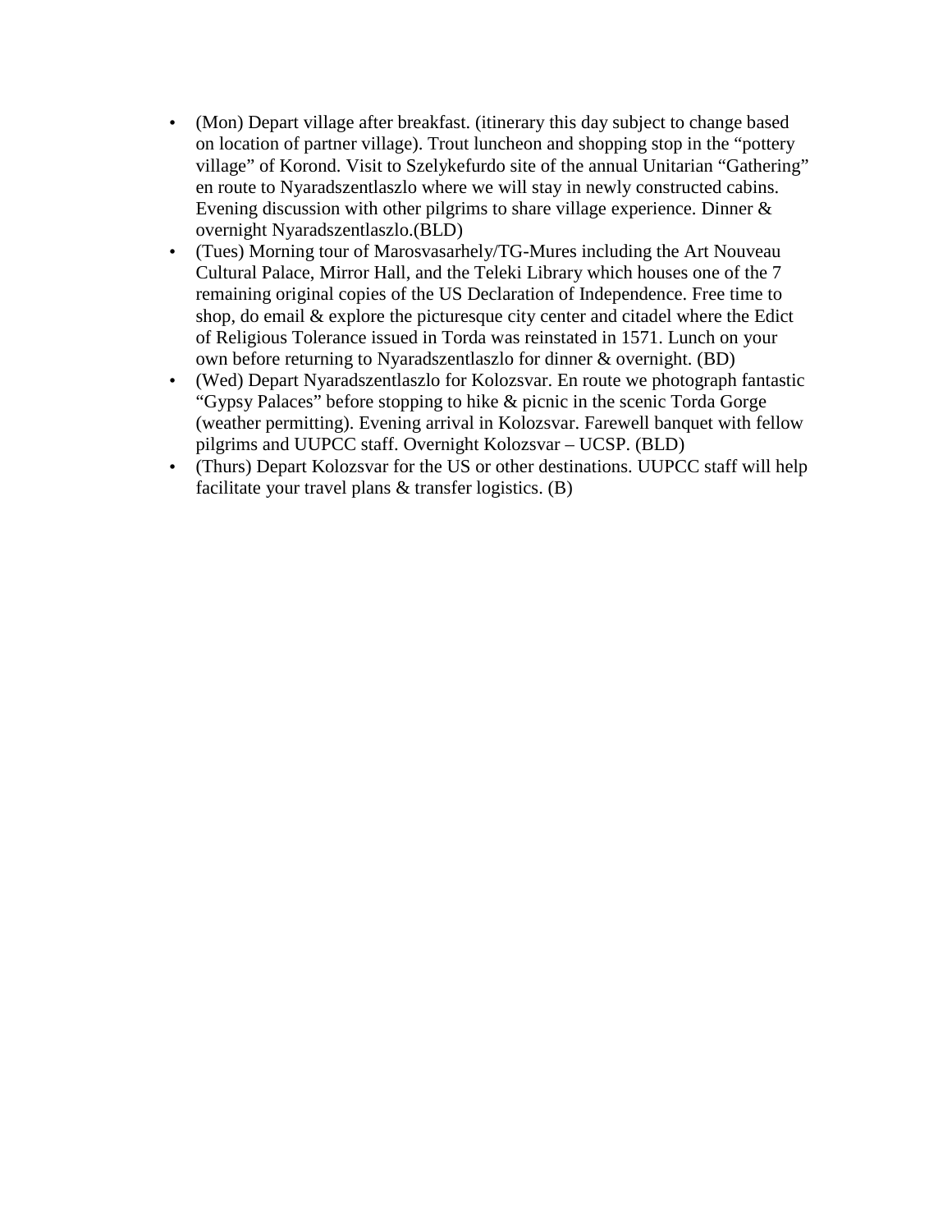- (Mon) Depart village after breakfast. (itinerary this day subject to change based on location of partner village). Trout luncheon and shopping stop in the "pottery village" of Korond. Visit to Szelykefurdo site of the annual Unitarian "Gathering" en route to Nyaradszentlaszlo where we will stay in newly constructed cabins. Evening discussion with other pilgrims to share village experience. Dinner & overnight Nyaradszentlaszlo.(BLD)
- (Tues) Morning tour of Marosvasarhely/TG-Mures including the Art Nouveau Cultural Palace, Mirror Hall, and the Teleki Library which houses one of the 7 remaining original copies of the US Declaration of Independence. Free time to shop, do email & explore the picturesque city center and citadel where the Edict of Religious Tolerance issued in Torda was reinstated in 1571. Lunch on your own before returning to Nyaradszentlaszlo for dinner & overnight. (BD)
- (Wed) Depart Nyaradszentlaszlo for Kolozsvar. En route we photograph fantastic "Gypsy Palaces" before stopping to hike & picnic in the scenic Torda Gorge (weather permitting). Evening arrival in Kolozsvar. Farewell banquet with fellow pilgrims and UUPCC staff. Overnight Kolozsvar – UCSP. (BLD)
- (Thurs) Depart Kolozsvar for the US or other destinations. UUPCC staff will help facilitate your travel plans & transfer logistics. (B)